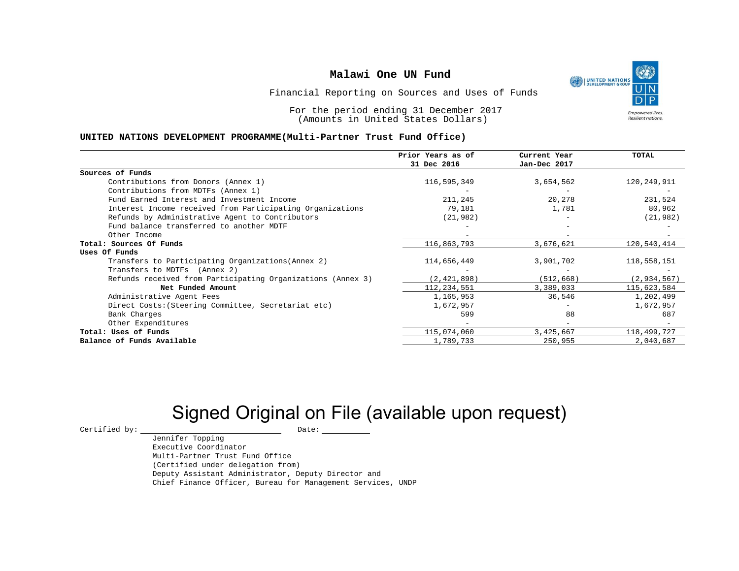# Malawi One UN Fund

Financial Reporting on Sources and Uses of Funds

For the period ending 31 December 2017
(Amounts in United States Dollars)

**UNITED NATIONS DEVELOPMENT PROGRAMME(Multi-Partner Trust Fund Office)**

| | Prior Years as of 31 Dec 2016 | Current Year Jan-Dec 2017 | TOTAL |
|---|---|---|---|
| **Sources of Funds** | | | |
| Contributions from Donors (Annex 1) | 116,595,349 | 3,654,562 | 120,249,911 |
| Contributions from MDTFs (Annex 1) | - | - | - |
| Fund Earned Interest and Investment Income | 211,245 | 20,278 | 231,524 |
| Interest Income received from Participating Organizations | 79,181 | 1,781 | 80,962 |
| Refunds by Administrative Agent to Contributors | (21,982) | - | (21,982) |
| Fund balance transferred to another MDTF | - | - | - |
| Other Income | - | - | - |
| **Total: Sources Of Funds** | 116,863,793 | 3,676,621 | 120,540,414 |
| **Uses Of Funds** | | | |
| Transfers to Participating Organizations(Annex 2) | 114,656,449 | 3,901,702 | 118,558,151 |
| Transfers to MDTFs (Annex 2) | - | - | - |
| Refunds received from Participating Organizations (Annex 3) | (2,421,898) | (512,668) | (2,934,567) |
| **Net Funded Amount** | 112,234,551 | 3,389,033 | 115,623,584 |
| Administrative Agent Fees | 1,165,953 | 36,546 | 1,202,499 |
| Direct Costs:(Steering Committee, Secretariat etc) | 1,672,957 | - | 1,672,957 |
| Bank Charges | 599 | 88 | 687 |
| Other Expenditures | - | - | - |
| **Total: Uses of Funds** | 115,074,060 | 3,425,667 | 118,499,727 |
| **Balance of Funds Available** | 1,789,733 | 250,955 | 2,040,687 |

Signed Original on File (available upon request)

Certified by: \_\_\_\_\_\_\_\_\_\_\_\_\_\_\_\_\_\_\_\_ Date: \_\_\_\_\_\_\_\_\_\_

Jennifer Topping
Executive Coordinator
Multi-Partner Trust Fund Office
(Certified under delegation from)
Deputy Assistant Administrator, Deputy Director and
Chief Finance Officer, Bureau for Management Services, UNDP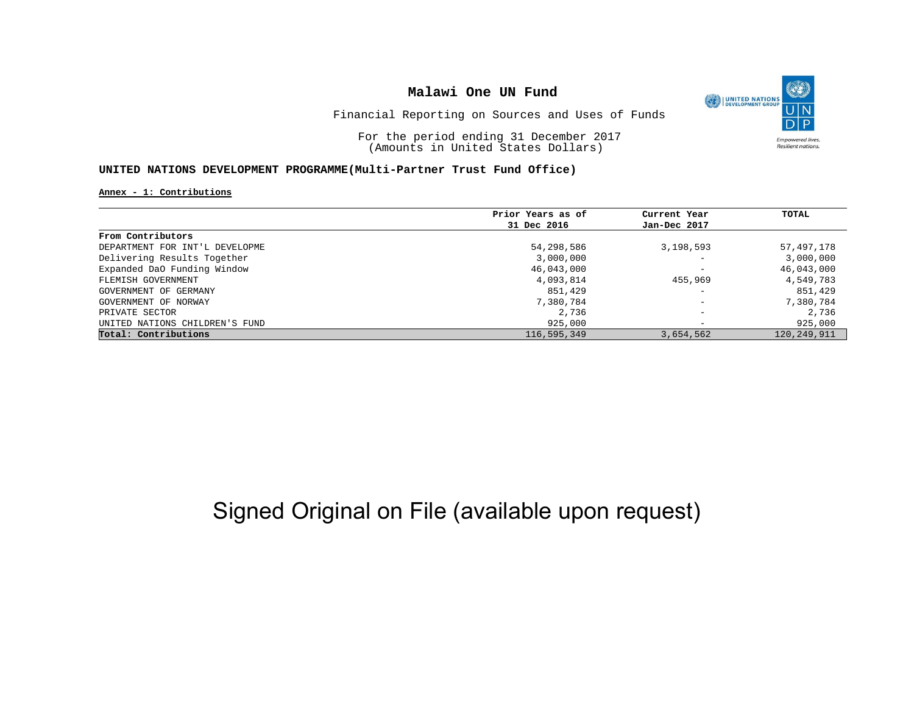# Malawi One UN Fund

Financial Reporting on Sources and Uses of Funds

For the period ending 31 December 2017
(Amounts in United States Dollars)

**UNITED NATIONS DEVELOPMENT PROGRAMME(Multi-Partner Trust Fund Office)**

**Annex - 1: Contributions**

| | Prior Years as of 31 Dec 2016 | Current Year Jan-Dec 2017 | TOTAL |
|---|---|---|---|
| **From Contributors** | | | |
| DEPARTMENT FOR INT'L DEVELOPME | 54,298,586 | 3,198,593 | 57,497,178 |
| Delivering Results Together | 3,000,000 | - | 3,000,000 |
| Expanded DaO Funding Window | 46,043,000 | - | 46,043,000 |
| FLEMISH GOVERNMENT | 4,093,814 | 455,969 | 4,549,783 |
| GOVERNMENT OF GERMANY | 851,429 | - | 851,429 |
| GOVERNMENT OF NORWAY | 7,380,784 | - | 7,380,784 |
| PRIVATE SECTOR | 2,736 | - | 2,736 |
| UNITED NATIONS CHILDREN'S FUND | 925,000 | - | 925,000 |
| **Total: Contributions** | 116,595,349 | 3,654,562 | 120,249,911 |

Signed Original on File (available upon request)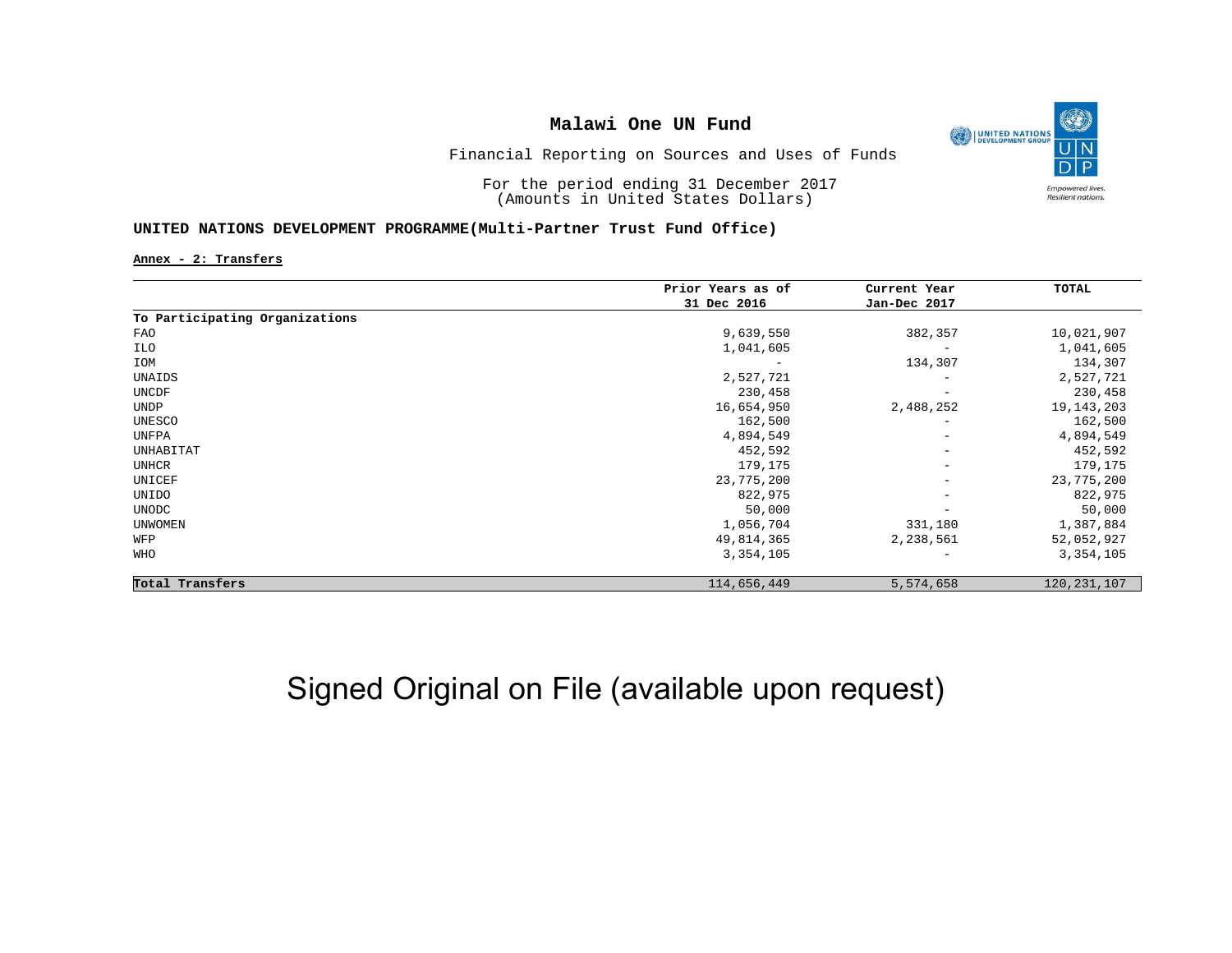# Malawi One UN Fund

Financial Reporting on Sources and Uses of Funds

For the period ending 31 December 2017
(Amounts in United States Dollars)

## UNITED NATIONS DEVELOPMENT PROGRAMME(Multi-Partner Trust Fund Office)

**Annex - 2: Transfers**

| | Prior Years as of 31 Dec 2016 | Current Year Jan-Dec 2017 | TOTAL |
|---|---|---|---|
| **To Participating Organizations** | | | |
| FAO | 9,639,550 | 382,357 | 10,021,907 |
| ILO | 1,041,605 | - | 1,041,605 |
| IOM | - | 134,307 | 134,307 |
| UNAIDS | 2,527,721 | - | 2,527,721 |
| UNCDF | 230,458 | - | 230,458 |
| UNDP | 16,654,950 | 2,488,252 | 19,143,203 |
| UNESCO | 162,500 | - | 162,500 |
| UNFPA | 4,894,549 | - | 4,894,549 |
| UNHABITAT | 452,592 | - | 452,592 |
| UNHCR | 179,175 | - | 179,175 |
| UNICEF | 23,775,200 | - | 23,775,200 |
| UNIDO | 822,975 | - | 822,975 |
| UNODC | 50,000 | - | 50,000 |
| UNWOMEN | 1,056,704 | 331,180 | 1,387,884 |
| WFP | 49,814,365 | 2,238,561 | 52,052,927 |
| WHO | 3,354,105 | - | 3,354,105 |
| **Total Transfers** | 114,656,449 | 5,574,658 | 120,231,107 |

Signed Original on File (available upon request)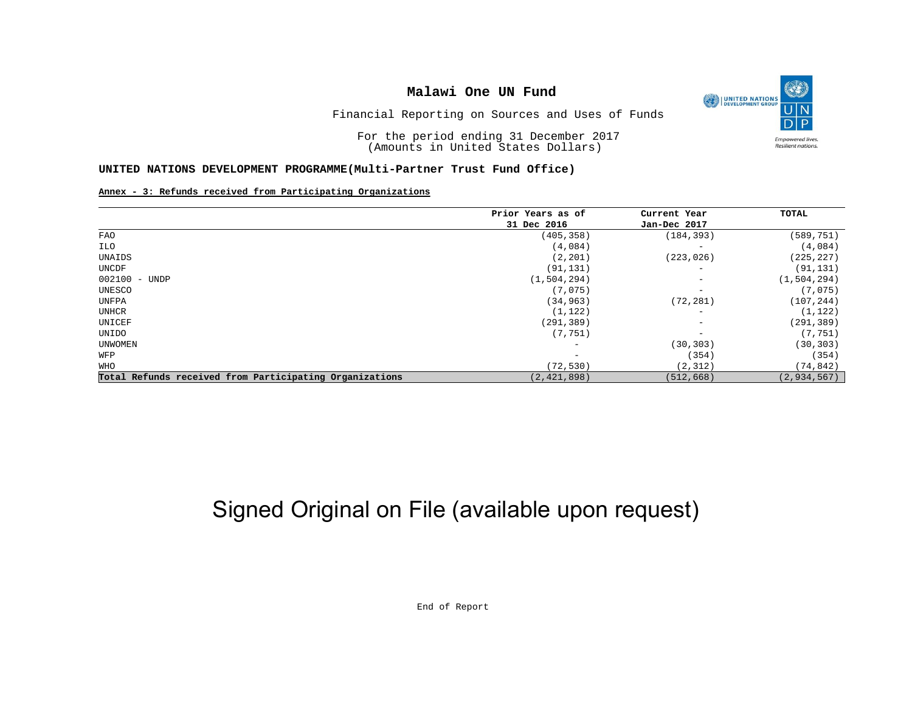**Malawi One UN Fund**

Financial Reporting on Sources and Uses of Funds

For the period ending 31 December 2017
(Amounts in United States Dollars)

**UNITED NATIONS DEVELOPMENT PROGRAMME(Multi-Partner Trust Fund Office)**

**Annex - 3: Refunds received from Participating Organizations**

| | Prior Years as of 31 Dec 2016 | Current Year Jan-Dec 2017 | TOTAL |
|---|---|---|---|
| FAO | (405,358) | (184,393) | (589,751) |
| ILO | (4,084) | - | (4,084) |
| UNAIDS | (2,201) | (223,026) | (225,227) |
| UNCDF | (91,131) | - | (91,131) |
| 002100 - UNDP | (1,504,294) | - | (1,504,294) |
| UNESCO | (7,075) | - | (7,075) |
| UNFPA | (34,963) | (72,281) | (107,244) |
| UNHCR | (1,122) | - | (1,122) |
| UNICEF | (291,389) | - | (291,389) |
| UNIDO | (7,751) | - | (7,751) |
| UNWOMEN | - | (30,303) | (30,303) |
| WFP | - | (354) | (354) |
| WHO | (72,530) | (2,312) | (74,842) |
| **Total Refunds received from Participating Organizations** | (2,421,898) | (512,668) | (2,934,567) |

Signed Original on File (available upon request)

End of Report